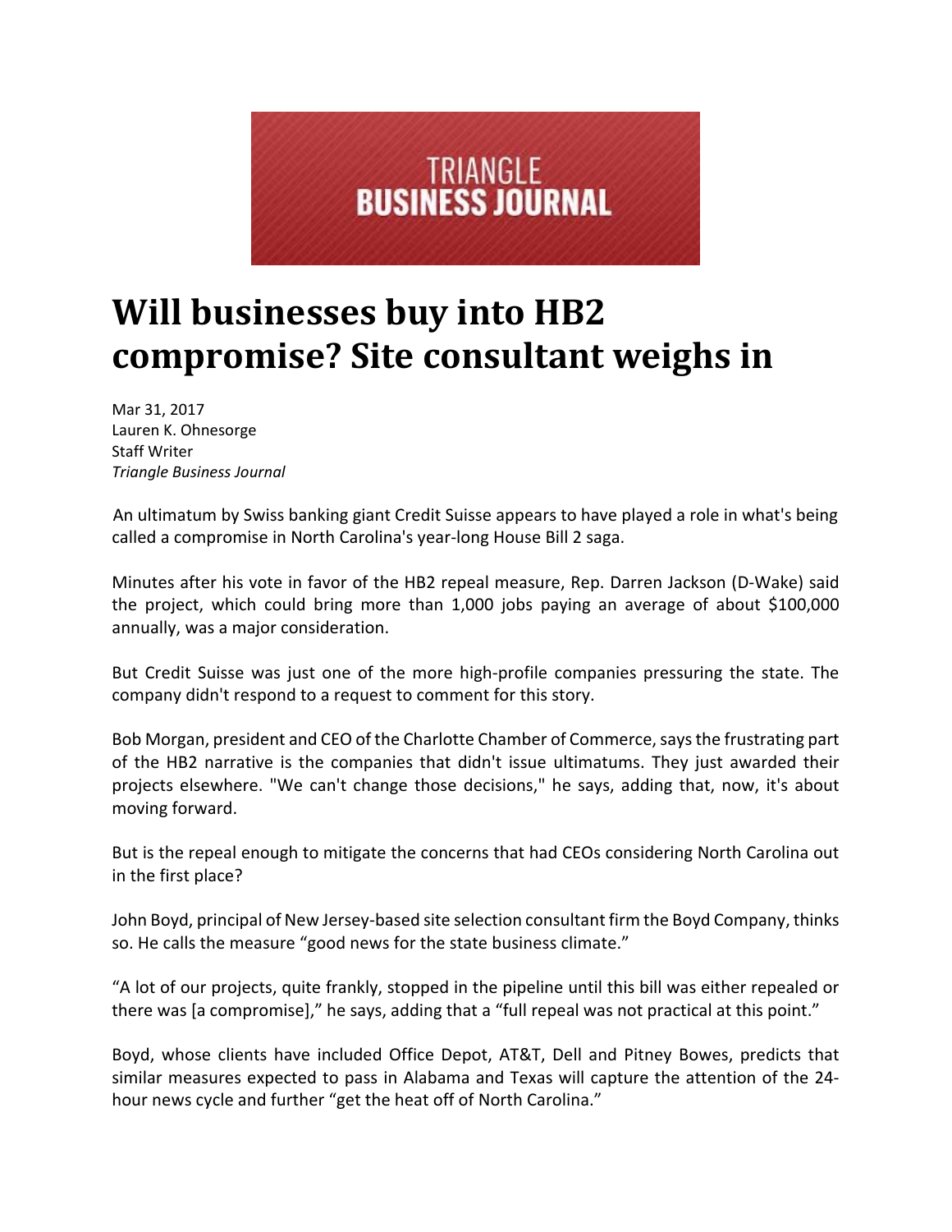TRIANGLE
**BUSINESS JOURNAL**

# Will businesses buy into HB2 compromise? Site consultant weighs in

Mar 31, 2017
Lauren K. Ohnesorge
Staff Writer
*Triangle Business Journal*

An ultimatum by Swiss banking giant Credit Suisse appears to have played a role in what's being called a compromise in North Carolina's year-long House Bill 2 saga.

Minutes after his vote in favor of the HB2 repeal measure, Rep. Darren Jackson (D-Wake) said the project, which could bring more than 1,000 jobs paying an average of about $100,000 annually, was a major consideration.

But Credit Suisse was just one of the more high-profile companies pressuring the state. The company didn't respond to a request to comment for this story.

Bob Morgan, president and CEO of the Charlotte Chamber of Commerce, says the frustrating part of the HB2 narrative is the companies that didn't issue ultimatums. They just awarded their projects elsewhere. "We can't change those decisions," he says, adding that, now, it's about moving forward.

But is the repeal enough to mitigate the concerns that had CEOs considering North Carolina out in the first place?

John Boyd, principal of New Jersey-based site selection consultant firm the Boyd Company, thinks so. He calls the measure "good news for the state business climate."

"A lot of our projects, quite frankly, stopped in the pipeline until this bill was either repealed or there was [a compromise]," he says, adding that a "full repeal was not practical at this point."

Boyd, whose clients have included Office Depot, AT&T, Dell and Pitney Bowes, predicts that similar measures expected to pass in Alabama and Texas will capture the attention of the 24-hour news cycle and further "get the heat off of North Carolina."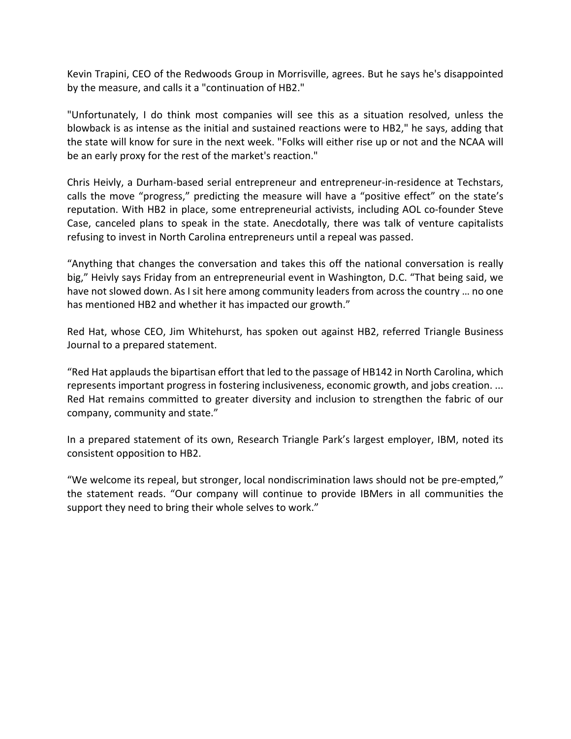Kevin Trapini, CEO of the Redwoods Group in Morrisville, agrees. But he says he's disappointed by the measure, and calls it a "continuation of HB2."

"Unfortunately, I do think most companies will see this as a situation resolved, unless the blowback is as intense as the initial and sustained reactions were to HB2," he says, adding that the state will know for sure in the next week. "Folks will either rise up or not and the NCAA will be an early proxy for the rest of the market's reaction."

Chris Heivly, a Durham-based serial entrepreneur and entrepreneur-in-residence at Techstars, calls the move "progress," predicting the measure will have a "positive effect" on the state's reputation. With HB2 in place, some entrepreneurial activists, including AOL co-founder Steve Case, canceled plans to speak in the state. Anecdotally, there was talk of venture capitalists refusing to invest in North Carolina entrepreneurs until a repeal was passed.

"Anything that changes the conversation and takes this off the national conversation is really big," Heivly says Friday from an entrepreneurial event in Washington, D.C. "That being said, we have not slowed down. As I sit here among community leaders from across the country … no one has mentioned HB2 and whether it has impacted our growth."

Red Hat, whose CEO, Jim Whitehurst, has spoken out against HB2, referred Triangle Business Journal to a prepared statement.

"Red Hat applauds the bipartisan effort that led to the passage of HB142 in North Carolina, which represents important progress in fostering inclusiveness, economic growth, and jobs creation. ... Red Hat remains committed to greater diversity and inclusion to strengthen the fabric of our company, community and state."

In a prepared statement of its own, Research Triangle Park's largest employer, IBM, noted its consistent opposition to HB2.

"We welcome its repeal, but stronger, local nondiscrimination laws should not be pre-empted," the statement reads. "Our company will continue to provide IBMers in all communities the support they need to bring their whole selves to work."